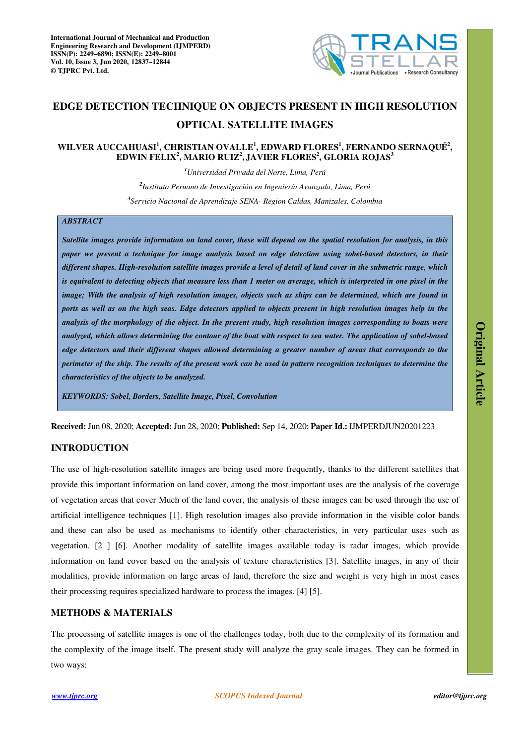# EDGE DETECTION TECHNIQUE ON OBJECTS PRESENT IN HIGH RESOLUTION OPTICAL SATELLITE IMAGES

**WILVER AUCCAHUASI[1], CHRISTIAN OVALLE[1], EDWARD FLORES[1], FERNANDO SERNAQUÉ[2], EDWIN FELIX[2], MARIO RUIZ[2], JAVIER FLORES[2], GLORIA ROJAS[3]**

[1]*Universidad Privada del Norte, Lima, Perú*

[2]*Instituto Peruano de Investigación en Ingeniería Avanzada, Lima, Perú*

[3]*Servicio Nacional de Aprendizaje SENA- Region Caldas, Manizales, Colombia*

***ABSTRACT***

***Satellite images provide information on land cover, these will depend on the spatial resolution for analysis, in this paper we present a technique for image analysis based on edge detection using sobel-based detectors, in their different shapes. High-resolution satellite images provide a level of detail of land cover in the submetric range, which is equivalent to detecting objects that measure less than 1 meter on average, which is interpreted in one pixel in the image; With the analysis of high resolution images, objects such as ships can be determined, which are found in ports as well as on the high seas. Edge detectors applied to objects present in high resolution images help in the analysis of the morphology of the object. In the present study, high resolution images corresponding to boats were analyzed, which allows determining the contour of the boat with respect to sea water. The application of sobel-based edge detectors and their different shapes allowed determining a greater number of areas that corresponds to the perimeter of the ship. The results of the present work can be used in pattern recognition techniques to determine the characteristics of the objects to be analyzed.***

***KEYWORDS: Sobel, Borders, Satellite Image, Pixel, Convolution***

**Received:** Jun 08, 2020; **Accepted:** Jun 28, 2020; **Published:** Sep 14, 2020; **Paper Id.:** IJMPERDJUN20201223

## INTRODUCTION

The use of high-resolution satellite images are being used more frequently, thanks to the different satellites that provide this important information on land cover, among the most important uses are the analysis of the coverage of vegetation areas that cover Much of the land cover, the analysis of these images can be used through the use of artificial intelligence techniques [1]. High resolution images also provide information in the visible color bands and these can also be used as mechanisms to identify other characteristics, in very particular uses such as vegetation. [2 ] [6]. Another modality of satellite images available today is radar images, which provide information on land cover based on the analysis of texture characteristics [3]. Satellite images, in any of their modalities, provide information on large areas of land, therefore the size and weight is very high in most cases their processing requires specialized hardware to process the images. [4] [5].

## METHODS & MATERIALS

The processing of satellite images is one of the challenges today, both due to the complexity of its formation and the complexity of the image itself. The present study will analyze the gray scale images. They can be formed in two ways: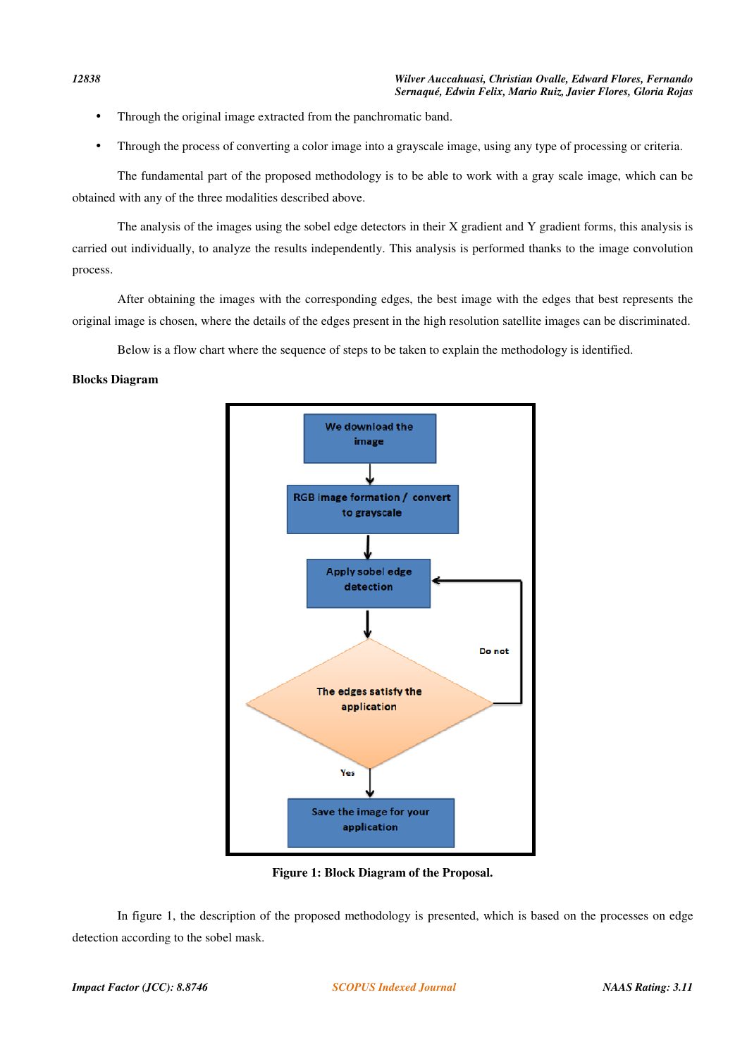- Through the original image extracted from the panchromatic band.
- Through the process of converting a color image into a grayscale image, using any type of processing or criteria.

The fundamental part of the proposed methodology is to be able to work with a gray scale image, which can be obtained with any of the three modalities described above.

The analysis of the images using the sobel edge detectors in their X gradient and Y gradient forms, this analysis is carried out individually, to analyze the results independently. This analysis is performed thanks to the image convolution process.

After obtaining the images with the corresponding edges, the best image with the edges that best represents the original image is chosen, where the details of the edges present in the high resolution satellite images can be discriminated.

Below is a flow chart where the sequence of steps to be taken to explain the methodology is identified.

**Blocks Diagram**

We download the image → RGB image formation / convert to grayscale → Apply sobel edge detection → The edges satisfy the application (Do not → Apply sobel edge detection; Yes → Save the image for your application)

**Figure 1: Block Diagram of the Proposal.**

In figure 1, the description of the proposed methodology is presented, which is based on the processes on edge detection according to the sobel mask.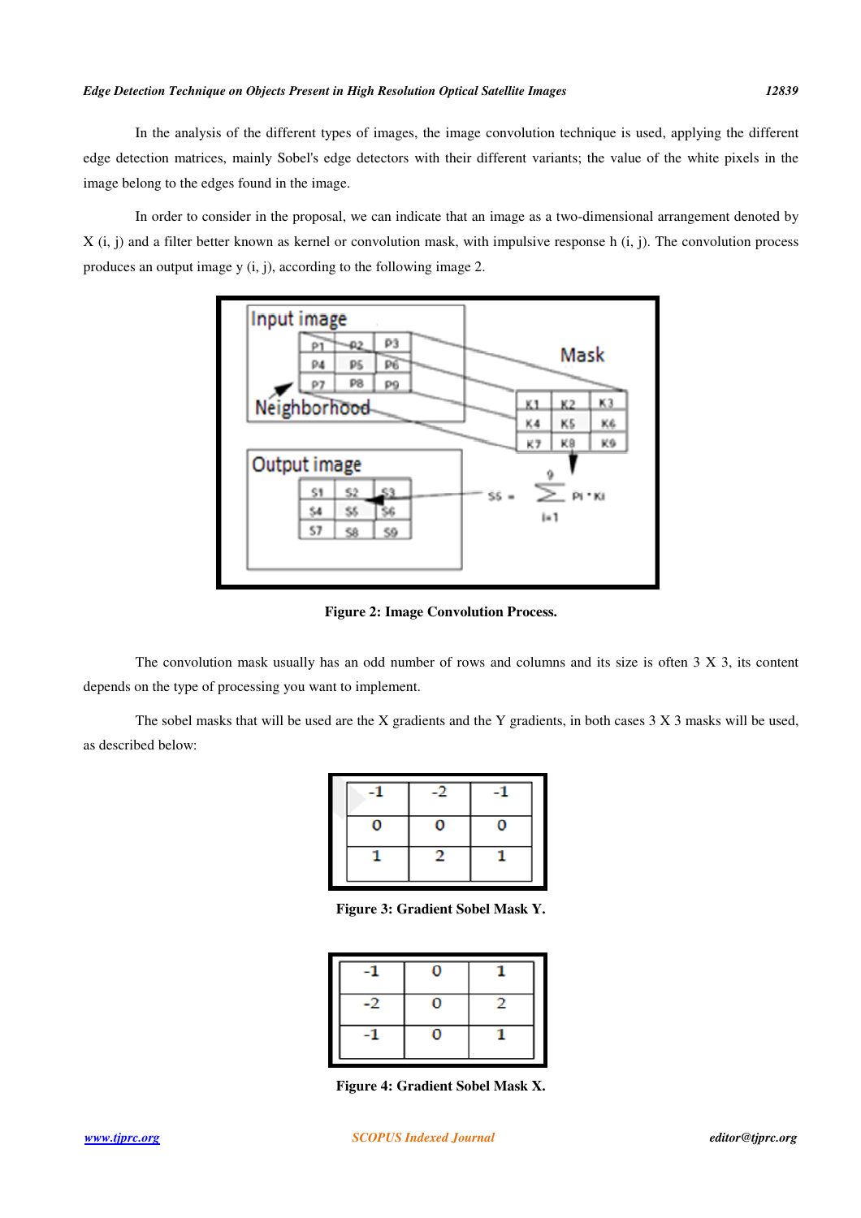In the analysis of the different types of images, the image convolution technique is used, applying the different edge detection matrices, mainly Sobel's edge detectors with their different variants; the value of the white pixels in the image belong to the edges found in the image.

In order to consider in the proposal, we can indicate that an image as a two-dimensional arrangement denoted by X (i, j) and a filter better known as kernel or convolution mask, with impulsive response h (i, j). The convolution process produces an output image y (i, j), according to the following image 2.

**Figure 2: Image Convolution Process.**

The convolution mask usually has an odd number of rows and columns and its size is often 3 X 3, its content depends on the type of processing you want to implement.

The sobel masks that will be used are the X gradients and the Y gradients, in both cases 3 X 3 masks will be used, as described below:

| -1 | -2 | -1 |
|---|---|---|
| 0 | 0 | 0 |
| 1 | 2 | 1 |

**Figure 3: Gradient Sobel Mask Y.**

| -1 | 0 | 1 |
|---|---|---|
| -2 | 0 | 2 |
| -1 | 0 | 1 |

**Figure 4: Gradient Sobel Mask X.**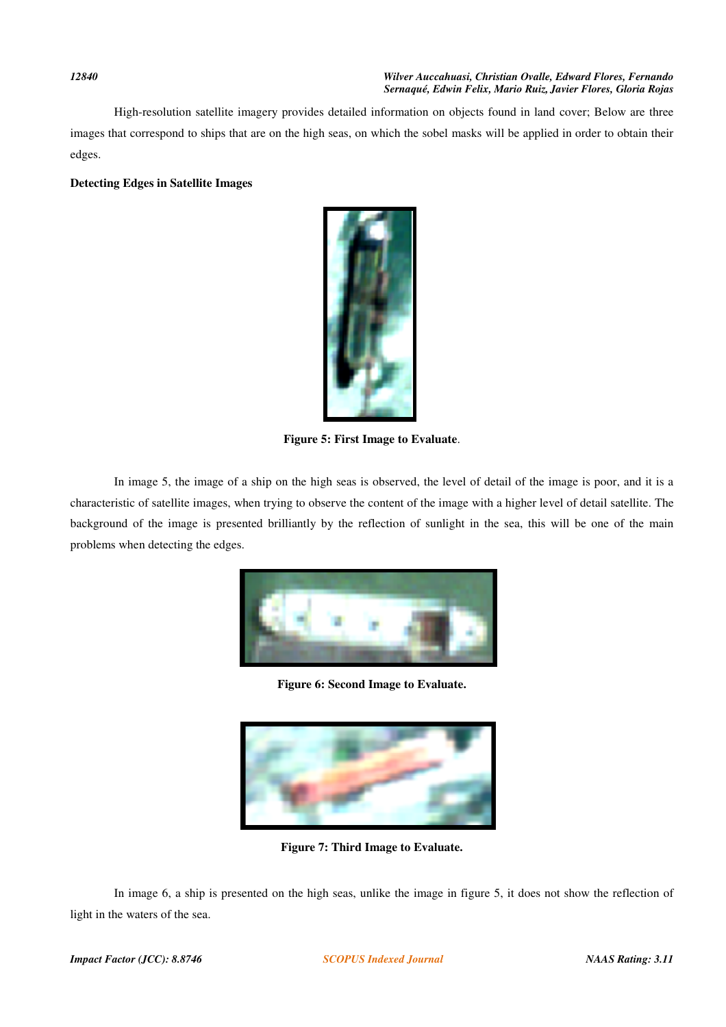High-resolution satellite imagery provides detailed information on objects found in land cover; Below are three images that correspond to ships that are on the high seas, on which the sobel masks will be applied in order to obtain their edges.

**Detecting Edges in Satellite Images**

**Figure 5: First Image to Evaluate**.

In image 5, the image of a ship on the high seas is observed, the level of detail of the image is poor, and it is a characteristic of satellite images, when trying to observe the content of the image with a higher level of detail satellite. The background of the image is presented brilliantly by the reflection of sunlight in the sea, this will be one of the main problems when detecting the edges.

**Figure 6: Second Image to Evaluate.**

**Figure 7: Third Image to Evaluate.**

In image 6, a ship is presented on the high seas, unlike the image in figure 5, it does not show the reflection of light in the waters of the sea.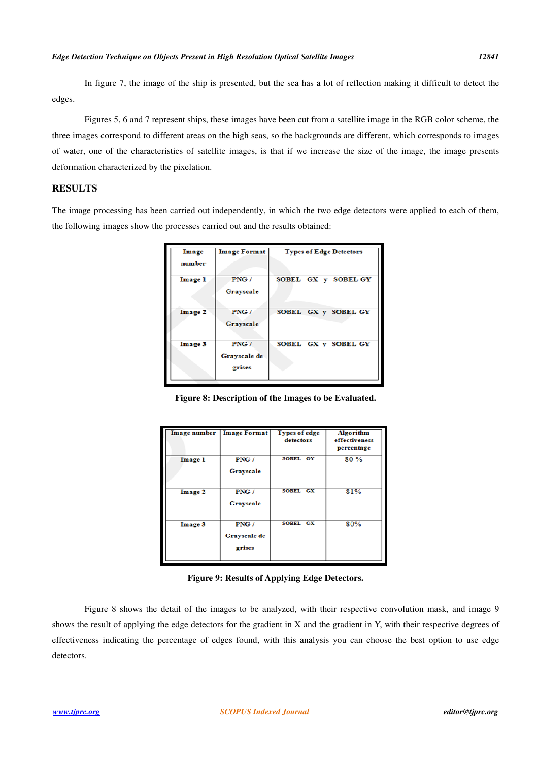In figure 7, the image of the ship is presented, but the sea has a lot of reflection making it difficult to detect the edges.

Figures 5, 6 and 7 represent ships, these images have been cut from a satellite image in the RGB color scheme, the three images correspond to different areas on the high seas, so the backgrounds are different, which corresponds to images of water, one of the characteristics of satellite images, is that if we increase the size of the image, the image presents deformation characterized by the pixelation.

## RESULTS

The image processing has been carried out independently, in which the two edge detectors were applied to each of them, the following images show the processes carried out and the results obtained:

| Image number | Image Format | Types of Edge Detectors |
|---|---|---|
| Image 1 | PNG / Grayscale | SOBEL GX y SOBEL GY |
| Image 2 | PNG / Grayscale | SOBEL GX y SOBEL GY |
| Image 3 | PNG / Grayscale de grises | SOBEL GX y SOBEL GY |

**Figure 8: Description of the Images to be Evaluated.**

| Image number | Image Format | Types of edge detectors | Algorithm effectiveness percentage |
|---|---|---|---|
| Image 1 | PNG / Grayscale | SOBEL GY | 80 % |
| Image 2 | PNG / Grayscale | SOBEL GX | 81% |
| Image 3 | PNG / Grayscale de grises | SOBEL GX | 80% |

**Figure 9: Results of Applying Edge Detectors.**

Figure 8 shows the detail of the images to be analyzed, with their respective convolution mask, and image 9 shows the result of applying the edge detectors for the gradient in X and the gradient in Y, with their respective degrees of effectiveness indicating the percentage of edges found, with this analysis you can choose the best option to use edge detectors.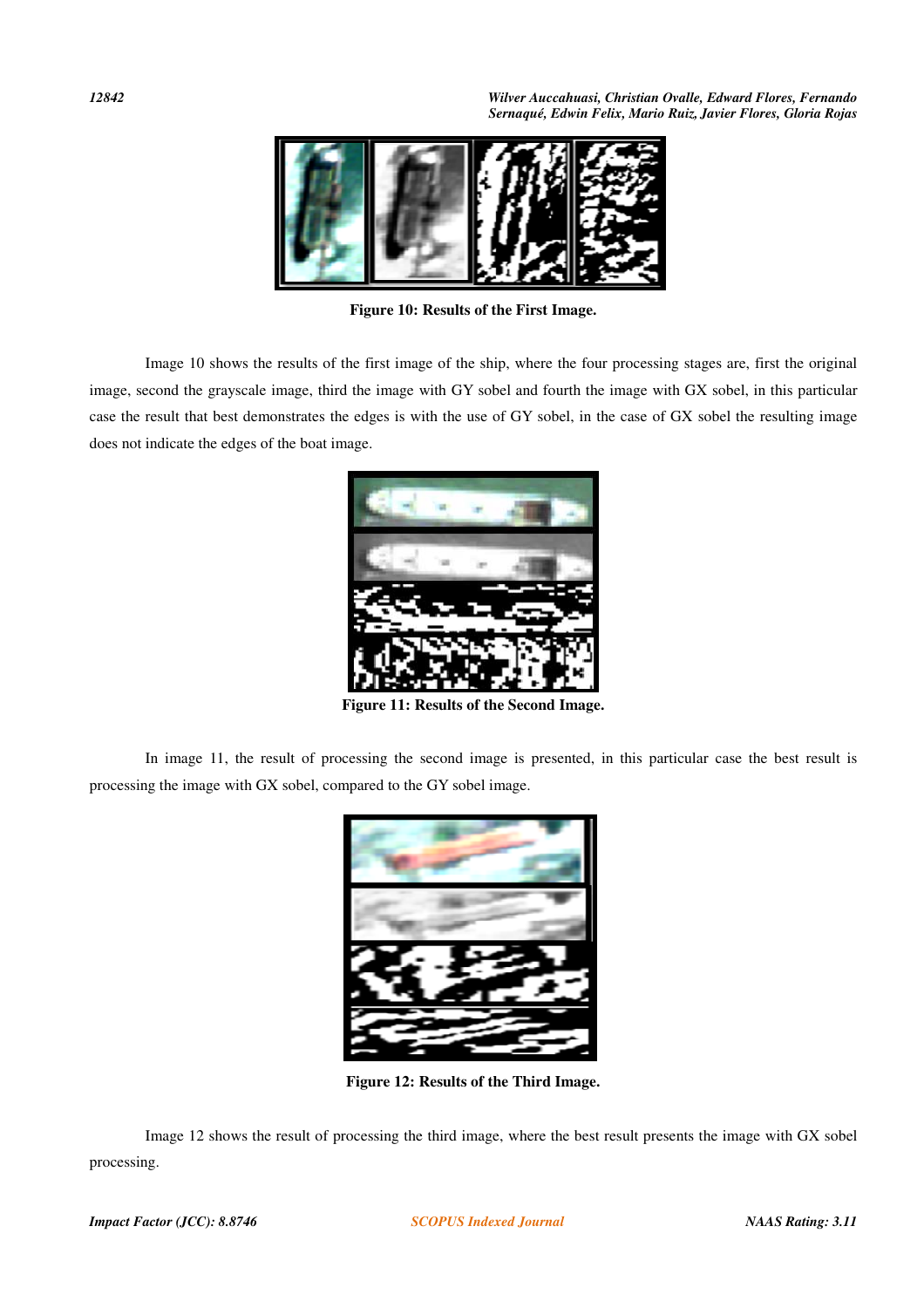**Figure 10: Results of the First Image.**

Image 10 shows the results of the first image of the ship, where the four processing stages are, first the original image, second the grayscale image, third the image with GY sobel and fourth the image with GX sobel, in this particular case the result that best demonstrates the edges is with the use of GY sobel, in the case of GX sobel the resulting image does not indicate the edges of the boat image.

**Figure 11: Results of the Second Image.**

In image 11, the result of processing the second image is presented, in this particular case the best result is processing the image with GX sobel, compared to the GY sobel image.

**Figure 12: Results of the Third Image.**

Image 12 shows the result of processing the third image, where the best result presents the image with GX sobel processing.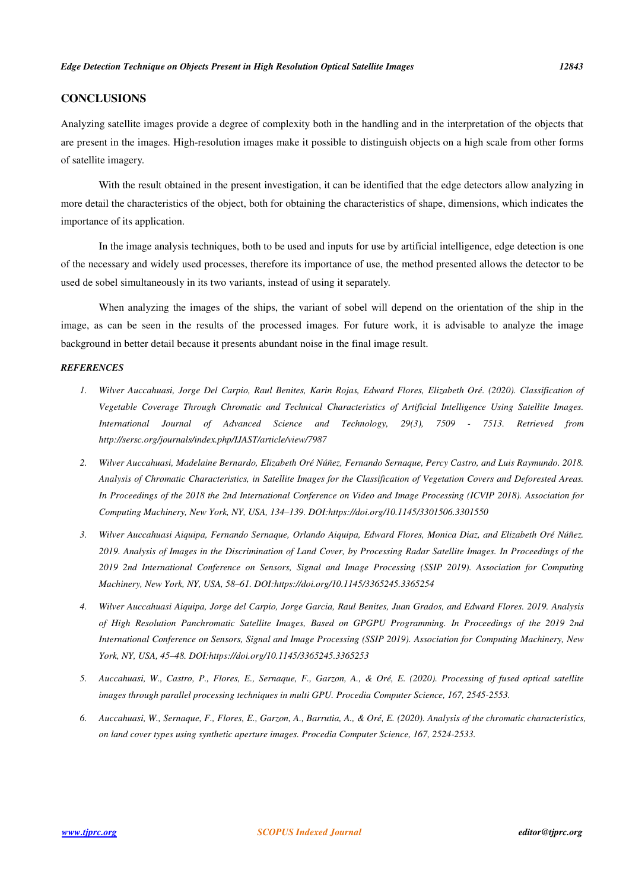## CONCLUSIONS

Analyzing satellite images provide a degree of complexity both in the handling and in the interpretation of the objects that are present in the images. High-resolution images make it possible to distinguish objects on a high scale from other forms of satellite imagery.

With the result obtained in the present investigation, it can be identified that the edge detectors allow analyzing in more detail the characteristics of the object, both for obtaining the characteristics of shape, dimensions, which indicates the importance of its application.

In the image analysis techniques, both to be used and inputs for use by artificial intelligence, edge detection is one of the necessary and widely used processes, therefore its importance of use, the method presented allows the detector to be used de sobel simultaneously in its two variants, instead of using it separately.

When analyzing the images of the ships, the variant of sobel will depend on the orientation of the ship in the image, as can be seen in the results of the processed images. For future work, it is advisable to analyze the image background in better detail because it presents abundant noise in the final image result.

### *REFERENCES*

1. *Wilver Auccahuasi, Jorge Del Carpio, Raul Benites, Karin Rojas, Edward Flores, Elizabeth Oré. (2020). Classification of Vegetable Coverage Through Chromatic and Technical Characteristics of Artificial Intelligence Using Satellite Images. International Journal of Advanced Science and Technology, 29(3), 7509 - 7513. Retrieved from http://sersc.org/journals/index.php/IJAST/article/view/7987*
2. *Wilver Auccahuasi, Madelaine Bernardo, Elizabeth Oré Núñez, Fernando Sernaque, Percy Castro, and Luis Raymundo. 2018. Analysis of Chromatic Characteristics, in Satellite Images for the Classification of Vegetation Covers and Deforested Areas. In Proceedings of the 2018 the 2nd International Conference on Video and Image Processing (ICVIP 2018). Association for Computing Machinery, New York, NY, USA, 134–139. DOI:https://doi.org/10.1145/3301506.3301550*
3. *Wilver Auccahuasi Aiquipa, Fernando Sernaque, Orlando Aiquipa, Edward Flores, Monica Diaz, and Elizabeth Oré Núñez. 2019. Analysis of Images in the Discrimination of Land Cover, by Processing Radar Satellite Images. In Proceedings of the 2019 2nd International Conference on Sensors, Signal and Image Processing (SSIP 2019). Association for Computing Machinery, New York, NY, USA, 58–61. DOI:https://doi.org/10.1145/3365245.3365254*
4. *Wilver Auccahuasi Aiquipa, Jorge del Carpio, Jorge Garcia, Raul Benites, Juan Grados, and Edward Flores. 2019. Analysis of High Resolution Panchromatic Satellite Images, Based on GPGPU Programming. In Proceedings of the 2019 2nd International Conference on Sensors, Signal and Image Processing (SSIP 2019). Association for Computing Machinery, New York, NY, USA, 45–48. DOI:https://doi.org/10.1145/3365245.3365253*
5. *Auccahuasi, W., Castro, P., Flores, E., Sernaque, F., Garzon, A., & Oré, E. (2020). Processing of fused optical satellite images through parallel processing techniques in multi GPU. Procedia Computer Science, 167, 2545-2553.*
6. *Auccahuasi, W., Sernaque, F., Flores, E., Garzon, A., Barrutia, A., & Oré, E. (2020). Analysis of the chromatic characteristics, on land cover types using synthetic aperture images. Procedia Computer Science, 167, 2524-2533.*